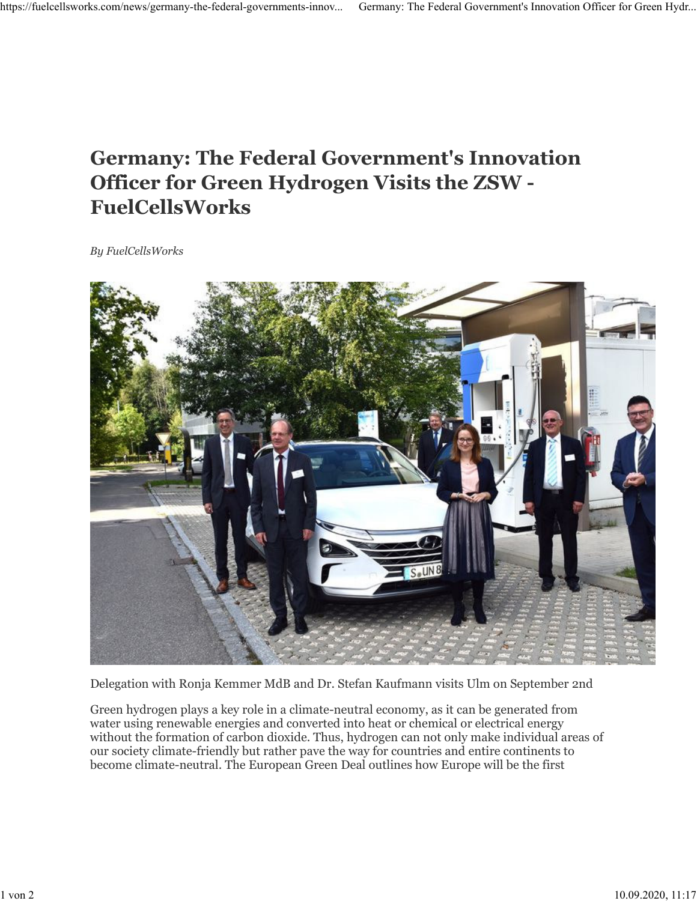# Germany: The Federal Government's Innovation Officer for Green Hydrogen Visits the ZSW - FuelCellsWorks

*By FuelCellsWorks*

Delegation with Ronja Kemmer MdB and Dr. Stefan Kaufmann visits Ulm on September 2nd

Green hydrogen plays a key role in a climate-neutral economy, as it can be generated from water using renewable energies and converted into heat or chemical or electrical energy without the formation of carbon dioxide. Thus, hydrogen can not only make individual areas of our society climate-friendly but rather pave the way for countries and entire continents to become climate-neutral. The European Green Deal outlines how Europe will be the first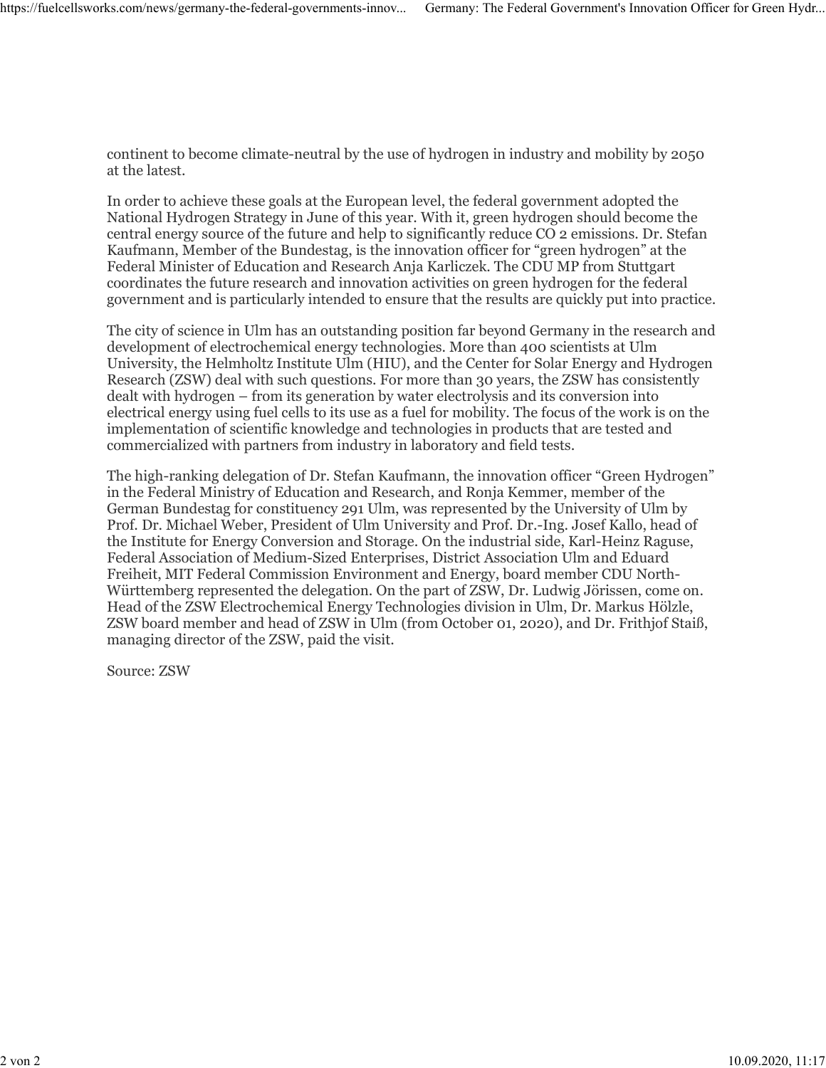continent to become climate-neutral by the use of hydrogen in industry and mobility by 2050 at the latest.

In order to achieve these goals at the European level, the federal government adopted the National Hydrogen Strategy in June of this year. With it, green hydrogen should become the central energy source of the future and help to significantly reduce $CO_2$ emissions. Dr. Stefan Kaufmann, Member of the Bundestag, is the innovation officer for “green hydrogen” at the Federal Minister of Education and Research Anja Karliczek. The CDU MP from Stuttgart coordinates the future research and innovation activities on green hydrogen for the federal government and is particularly intended to ensure that the results are quickly put into practice.

The city of science in Ulm has an outstanding position far beyond Germany in the research and development of electrochemical energy technologies. More than 400 scientists at Ulm University, the Helmholtz Institute Ulm (HIU), and the Center for Solar Energy and Hydrogen Research (ZSW) deal with such questions. For more than 30 years, the ZSW has consistently dealt with hydrogen – from its generation by water electrolysis and its conversion into electrical energy using fuel cells to its use as a fuel for mobility. The focus of the work is on the implementation of scientific knowledge and technologies in products that are tested and commercialized with partners from industry in laboratory and field tests.

The high-ranking delegation of Dr. Stefan Kaufmann, the innovation officer “Green Hydrogen” in the Federal Ministry of Education and Research, and Ronja Kemmer, member of the German Bundestag for constituency 291 Ulm, was represented by the University of Ulm by Prof. Dr. Michael Weber, President of Ulm University and Prof. Dr.-Ing. Josef Kallo, head of the Institute for Energy Conversion and Storage. On the industrial side, Karl-Heinz Raguse, Federal Association of Medium-Sized Enterprises, District Association Ulm and Eduard Freiheit, MIT Federal Commission Environment and Energy, board member CDU North-Württemberg represented the delegation. On the part of ZSW, Dr. Ludwig Jörissen, come on. Head of the ZSW Electrochemical Energy Technologies division in Ulm, Dr. Markus Hölzle, ZSW board member and head of ZSW in Ulm (from October 01, 2020), and Dr. Frithjof Staiß, managing director of the ZSW, paid the visit.

Source: ZSW